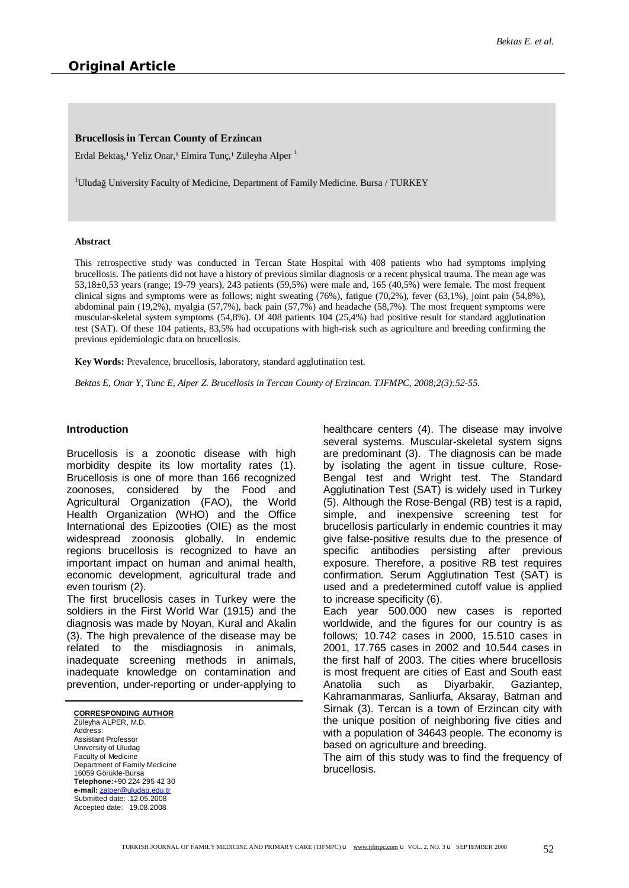## Original Article

# Brucellosis in Tercan County of Erzincan

Erdal Bektaş,[1] Yeliz Onar,[1] Elmira Tunç,[1] Züleyha Alper [1]

[1]Uludağ University Faculty of Medicine, Department of Family Medicine. Bursa / TURKEY

**Abstract**

This retrospective study was conducted in Tercan State Hospital with 408 patients who had symptoms implying brucellosis. The patients did not have a history of previous similar diagnosis or a recent physical trauma. The mean age was 53,18±0,53 years (range; 19-79 years), 243 patients (59,5%) were male and, 165 (40,5%) were female. The most frequent clinical signs and symptoms were as follows; night sweating (76%), fatigue (70,2%), fever (63,1%), joint pain (54,8%), abdominal pain (19,2%), myalgia (57,7%), back pain (57,7%) and headache (58,7%). The most frequent symptoms were muscular-skeletal system symptoms (54,8%). Of 408 patients 104 (25,4%) had positive result for standard agglutination test (SAT). Of these 104 patients, 83,5% had occupations with high-risk such as agriculture and breeding confirming the previous epidemiologic data on brucellosis.

**Key Words:** Prevalence, brucellosis, laboratory, standard agglutination test.

*Bektas E, Onar Y, Tunc E, Alper Z. Brucellosis in Tercan County of Erzincan. TJFMPC, 2008;2(3):52-55.*

## Introduction

Brucellosis is a zoonotic disease with high morbidity despite its low mortality rates (1). Brucellosis is one of more than 166 recognized zoonoses, considered by the Food and Agricultural Organization (FAO), the World Health Organization (WHO) and the Office International des Epizooties (OIE) as the most widespread zoonosis globally. In endemic regions brucellosis is recognized to have an important impact on human and animal health, economic development, agricultural trade and even tourism (2).

The first brucellosis cases in Turkey were the soldiers in the First World War (1915) and the diagnosis was made by Noyan, Kural and Akalin (3). The high prevalence of the disease may be related to the misdiagnosis in animals, inadequate screening methods in animals, inadequate knowledge on contamination and prevention, under-reporting or under-applying to healthcare centers (4). The disease may involve several systems. Muscular-skeletal system signs are predominant (3). The diagnosis can be made by isolating the agent in tissue culture, Rose-Bengal test and Wright test. The Standard Agglutination Test (SAT) is widely used in Turkey (5). Although the Rose-Bengal (RB) test is a rapid, simple, and inexpensive screening test for brucellosis particularly in endemic countries it may give false-positive results due to the presence of specific antibodies persisting after previous exposure. Therefore, a positive RB test requires confirmation. Serum Agglutination Test (SAT) is used and a predetermined cutoff value is applied to increase specificity (6).

Each year 500.000 new cases is reported worldwide, and the figures for our country is as follows; 10.742 cases in 2000, 15.510 cases in 2001, 17.765 cases in 2002 and 10.544 cases in the first half of 2003. The cities where brucellosis is most frequent are cities of East and South east Anatolia such as Diyarbakir, Gaziantep, Kahramanmaras, Sanliurfa, Aksaray, Batman and Sirnak (3). Tercan is a town of Erzincan city with the unique position of neighboring five cities and with a population of 34643 people. The economy is based on agriculture and breeding.

The aim of this study was to find the frequency of brucellosis.

**CORRESPONDING AUTHOR**
Züleyha ALPER, M.D.
Address:
Assistant Professor
University of Uludag
Faculty of Medicine
Department of Family Medicine
16059 Görükle-Bursa
**Telephone:**+90 224 295 42 30
**e-mail:** zalper@uludag.edu.tr
Submitted date: .12.05.2008
Accepted date: 19.08.2008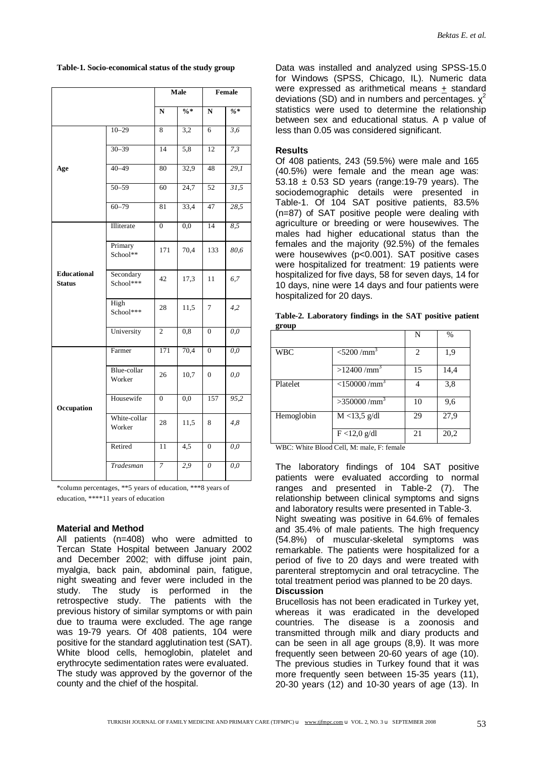**Table-1. Socio-economical status of the study group**

| | | Male | | Female | |
|---|---|---|---|---|---|
| | | **N** | **%*** | **N** | ***%**** |
| **Age** | 10–29 | 8 | 3,2 | 6 | *3,6* |
| | 30–39 | 14 | 5,8 | 12 | *7,3* |
| | 40–49 | 80 | 32,9 | 48 | *29,1* |
| | 50–59 | 60 | 24,7 | 52 | *31,5* |
| | 60–79 | 81 | 33,4 | 47 | *28,5* |
| **Educational Status** | Illiterate | 0 | 0,0 | 14 | *8,5* |
| | Primary School** | 171 | 70,4 | 133 | *80,6* |
| | Secondary School*** | 42 | 17,3 | 11 | *6,7* |
| | High School*** | 28 | 11,5 | 7 | *4,2* |
| | University | 2 | 0,8 | 0 | *0,0* |
| **Occupation** | Farmer | 171 | 70,4 | 0 | *0,0* |
| | Blue-collar Worker | 26 | 10,7 | 0 | *0,0* |
| | Housewife | 0 | 0,0 | 157 | *95,2* |
| | White-collar Worker | 28 | 11,5 | 8 | *4,8* |
| | Retired | 11 | 4,5 | 0 | *0,0* |
| | *Tradesman* | *7* | *2,9* | *0* | *0,0* |

*column percentages, **5 years of education, ***8 years of education, ****11 years of education

### Material and Method

All patients (n=408) who were admitted to Tercan State Hospital between January 2002 and December 2002; with diffuse joint pain, myalgia, back pain, abdominal pain, fatigue, night sweating and fever were included in the study. The study is performed in the retrospective study. The patients with the previous history of similar symptoms or with pain due to trauma were excluded. The age range was 19-79 years. Of 408 patients, 104 were positive for the standard agglutination test (SAT). White blood cells, hemoglobin, platelet and erythrocyte sedimentation rates were evaluated.

The study was approved by the governor of the county and the chief of the hospital.

Data was installed and analyzed using SPSS-15.0 for Windows (SPSS, Chicago, IL). Numeric data were expressed as arithmetical means ± standard deviations (SD) and in numbers and percentages. $\chi^2$ statistics were used to determine the relationship between sex and educational status. A p value of less than 0.05 was considered significant.

### Results

Of 408 patients, 243 (59.5%) were male and 165 (40.5%) were female and the mean age was: 53.18 ± 0.53 SD years (range:19-79 years). The sociodemographic details were presented in Table-1. Of 104 SAT positive patients, 83.5% (n=87) of SAT positive people were dealing with agriculture or breeding or were housewives. The males had higher educational status than the females and the majority (92.5%) of the females were housewives ($p<0.001$). SAT positive cases were hospitalized for treatment: 19 patients were hospitalized for five days, 58 for seven days, 14 for 10 days, nine were 14 days and four patients were hospitalized for 20 days.

**Table-2. Laboratory findings in the SAT positive patient group**

| | | N | % |
|---|---|---|---|
| WBC | <5200 /mm$^3$ | 2 | 1,9 |
| | >12400 /mm$^3$ | 15 | 14,4 |
| Platelet | <150000 /mm$^3$ | 4 | 3,8 |
| | >350000 /mm$^3$ | 10 | 9,6 |
| Hemoglobin | M <13,5 g/dl | 29 | 27,9 |
| | F <12,0 g/dl | 21 | 20,2 |

WBC: White Blood Cell, M: male, F: female

The laboratory findings of 104 SAT positive patients were evaluated according to normal ranges and presented in Table-2 (7). The relationship between clinical symptoms and signs and laboratory results were presented in Table-3.

Night sweating was positive in 64.6% of females and 35.4% of male patients. The high frequency (54.8%) of muscular-skeletal symptoms was remarkable. The patients were hospitalized for a period of five to 20 days and were treated with parenteral streptomycin and oral tetracycline. The total treatment period was planned to be 20 days.

### Discussion

Brucellosis has not been eradicated in Turkey yet, whereas it was eradicated in the developed countries. The disease is a zoonosis and transmitted through milk and diary products and can be seen in all age groups (8,9). It was more frequently seen between 20-60 years of age (10). The previous studies in Turkey found that it was more frequently seen between 15-35 years (11), 20-30 years (12) and 10-30 years of age (13). In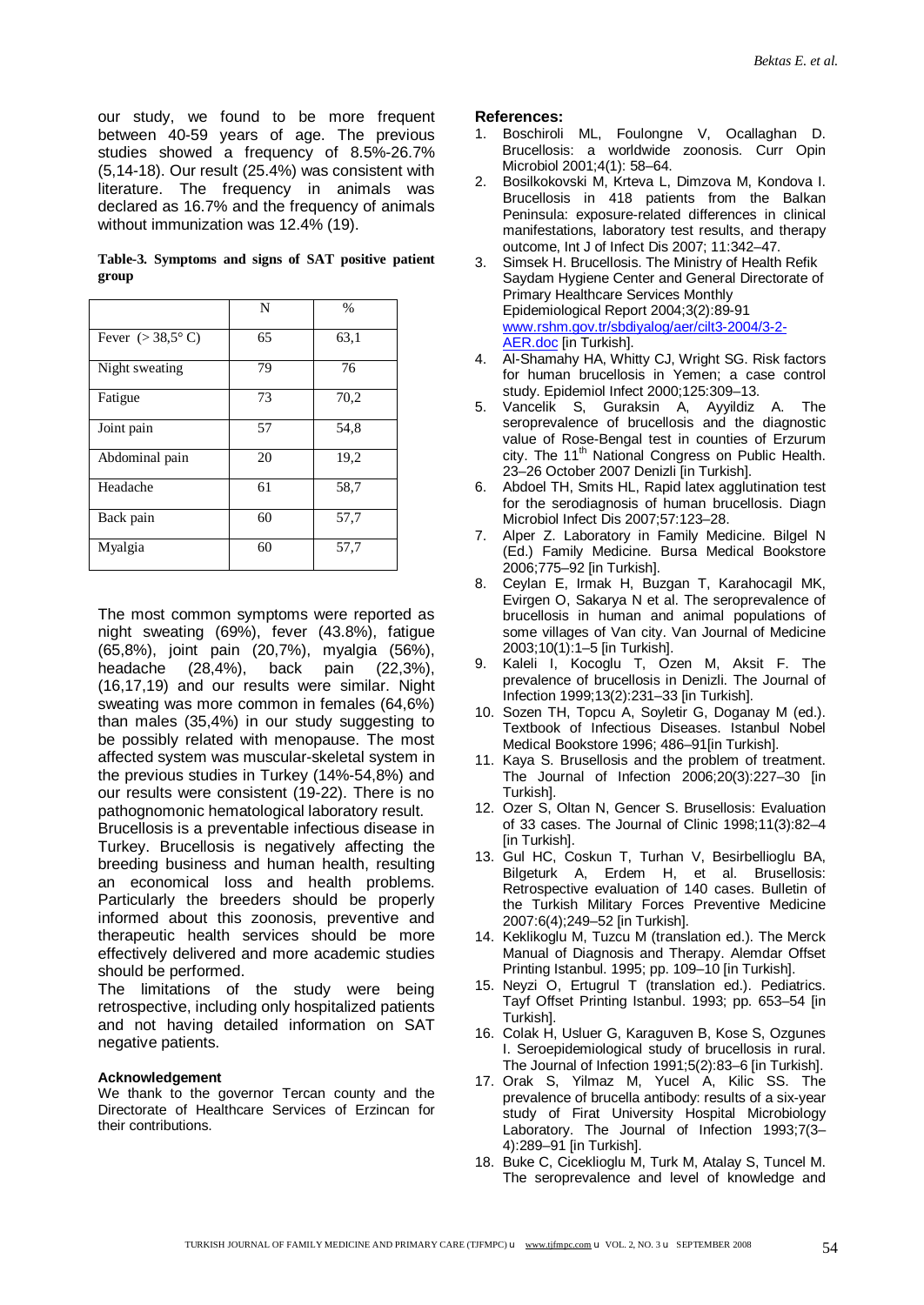our study, we found to be more frequent between 40-59 years of age. The previous studies showed a frequency of 8.5%-26.7% (5,14-18). Our result (25.4%) was consistent with literature. The frequency in animals was declared as 16.7% and the frequency of animals without immunization was 12.4% (19).

**Table-3. Symptoms and signs of SAT positive patient group**

| | N | % |
|---|---|---|
| Fever (> 38,5° C) | 65 | 63,1 |
| Night sweating | 79 | 76 |
| Fatigue | 73 | 70,2 |
| Joint pain | 57 | 54,8 |
| Abdominal pain | 20 | 19,2 |
| Headache | 61 | 58,7 |
| Back pain | 60 | 57,7 |
| Myalgia | 60 | 57,7 |

The most common symptoms were reported as night sweating (69%), fever (43.8%), fatigue (65,8%), joint pain (20,7%), myalgia (56%), headache (28,4%), back pain (22,3%), (16,17,19) and our results were similar. Night sweating was more common in females (64,6%) than males (35,4%) in our study suggesting to be possibly related with menopause. The most affected system was muscular-skeletal system in the previous studies in Turkey (14%-54,8%) and our results were consistent (19-22). There is no pathognomonic hematological laboratory result.

Brucellosis is a preventable infectious disease in Turkey. Brucellosis is negatively affecting the breeding business and human health, resulting an economical loss and health problems. Particularly the breeders should be properly informed about this zoonosis, preventive and therapeutic health services should be more effectively delivered and more academic studies should be performed.

The limitations of the study were being retrospective, including only hospitalized patients and not having detailed information on SAT negative patients.

#### Acknowledgement

We thank to the governor Tercan county and the Directorate of Healthcare Services of Erzincan for their contributions.

#### References:

1. Boschiroli ML, Foulongne V, Ocallaghan D. Brucellosis: a worldwide zoonosis. Curr Opin Microbiol 2001;4(1): 58–64.
2. Bosilkokovski M, Krteva L, Dimzova M, Kondova I. Brucellosis in 418 patients from the Balkan Peninsula: exposure-related differences in clinical manifestations, laboratory test results, and therapy outcome, Int J of Infect Dis 2007; 11:342–47.
3. Simsek H. Brucellosis. The Ministry of Health Refik Saydam Hygiene Center and General Directorate of Primary Healthcare Services Monthly Epidemiological Report 2004;3(2):89-91 www.rshm.gov.tr/sbdiyalog/aer/cilt3-2004/3-2-AER.doc [in Turkish].
4. Al-Shamahy HA, Whitty CJ, Wright SG. Risk factors for human brucellosis in Yemen; a case control study. Epidemiol Infect 2000;125:309–13.
5. Vancelik S, Guraksin A, Ayyildiz A. The seroprevalence of brucellosis and the diagnostic value of Rose-Bengal test in counties of Erzurum city. The 11th National Congress on Public Health. 23–26 October 2007 Denizli [in Turkish].
6. Abdoel TH, Smits HL, Rapid latex agglutination test for the serodiagnosis of human brucellosis. Diagn Microbiol Infect Dis 2007;57:123–28.
7. Alper Z. Laboratory in Family Medicine. Bilgel N (Ed.) Family Medicine. Bursa Medical Bookstore 2006;775–92 [in Turkish].
8. Ceylan E, Irmak H, Buzgan T, Karahocagil MK, Evirgen O, Sakarya N et al. The seroprevalence of brucellosis in human and animal populations of some villages of Van city. Van Journal of Medicine 2003;10(1):1–5 [in Turkish].
9. Kaleli I, Kocoglu T, Ozen M, Aksit F. The prevalence of brucellosis in Denizli. The Journal of Infection 1999;13(2):231–33 [in Turkish].
10. Sozen TH, Topcu A, Soyletir G, Doganay M (ed.). Textbook of Infectious Diseases. Istanbul Nobel Medical Bookstore 1996; 486–91[in Turkish].
11. Kaya S. Brusellosis and the problem of treatment. The Journal of Infection 2006;20(3):227–30 [in Turkish].
12. Ozer S, Oltan N, Gencer S. Brusellosis: Evaluation of 33 cases. The Journal of Clinic 1998;11(3):82–4 [in Turkish].
13. Gul HC, Coskun T, Turhan V, Besirbellioglu BA, Bilgeturk A, Erdem H, et al. Brusellosis: Retrospective evaluation of 140 cases. Bulletin of the Turkish Military Forces Preventive Medicine 2007:6(4);249–52 [in Turkish].
14. Keklikoglu M, Tuzcu M (translation ed.). The Merck Manual of Diagnosis and Therapy. Alemdar Offset Printing Istanbul. 1995; pp. 109–10 [in Turkish].
15. Neyzi O, Ertugrul T (translation ed.). Pediatrics. Tayf Offset Printing Istanbul. 1993; pp. 653–54 [in Turkish].
16. Colak H, Usluer G, Karaguven B, Kose S, Ozgunes I. Seroepidemiological study of brucellosis in rural. The Journal of Infection 1991;5(2):83–6 [in Turkish].
17. Orak S, Yilmaz M, Yucel A, Kilic SS. The prevalence of brucella antibody: results of a six-year study of Firat University Hospital Microbiology Laboratory. The Journal of Infection 1993;7(3–4):289–91 [in Turkish].
18. Buke C, Cicekliogl M, Turk M, Atalay S, Tuncel M. The seroprevalence and level of knowledge and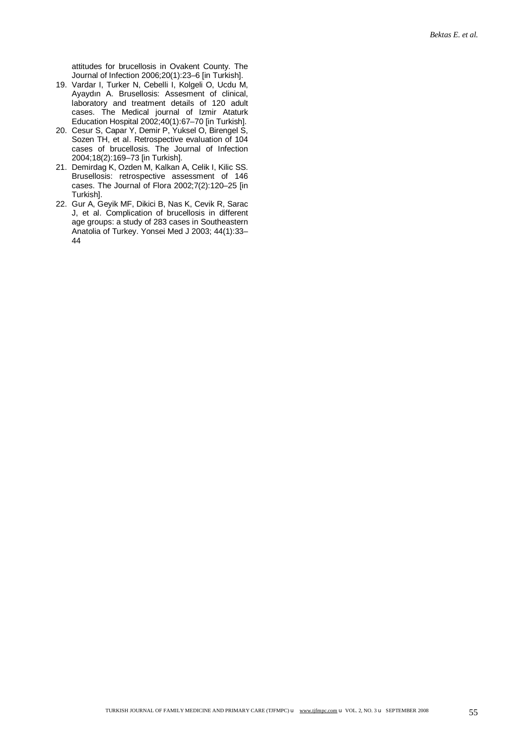attitudes for brucellosis in Ovakent County. The Journal of Infection 2006;20(1):23–6 [in Turkish].

19. Vardar I, Turker N, Cebelli I, Kolgeli O, Ucdu M, Ayaydın A. Brusellosis: Assesment of clinical, laboratory and treatment details of 120 adult cases. The Medical journal of Izmir Ataturk Education Hospital 2002;40(1):67–70 [in Turkish].
20. Cesur S, Capar Y, Demir P, Yuksel O, Birengel S, Sozen TH, et al. Retrospective evaluation of 104 cases of brucellosis. The Journal of Infection 2004;18(2):169–73 [in Turkish].
21. Demirdag K, Ozden M, Kalkan A, Celik I, Kilic SS. Brusellosis: retrospective assessment of 146 cases. The Journal of Flora 2002;7(2):120–25 [in Turkish].
22. Gur A, Geyik MF, Dikici B, Nas K, Cevik R, Sarac J, et al. Complication of brucellosis in different age groups: a study of 283 cases in Southeastern Anatolia of Turkey. Yonsei Med J 2003; 44(1):33–44